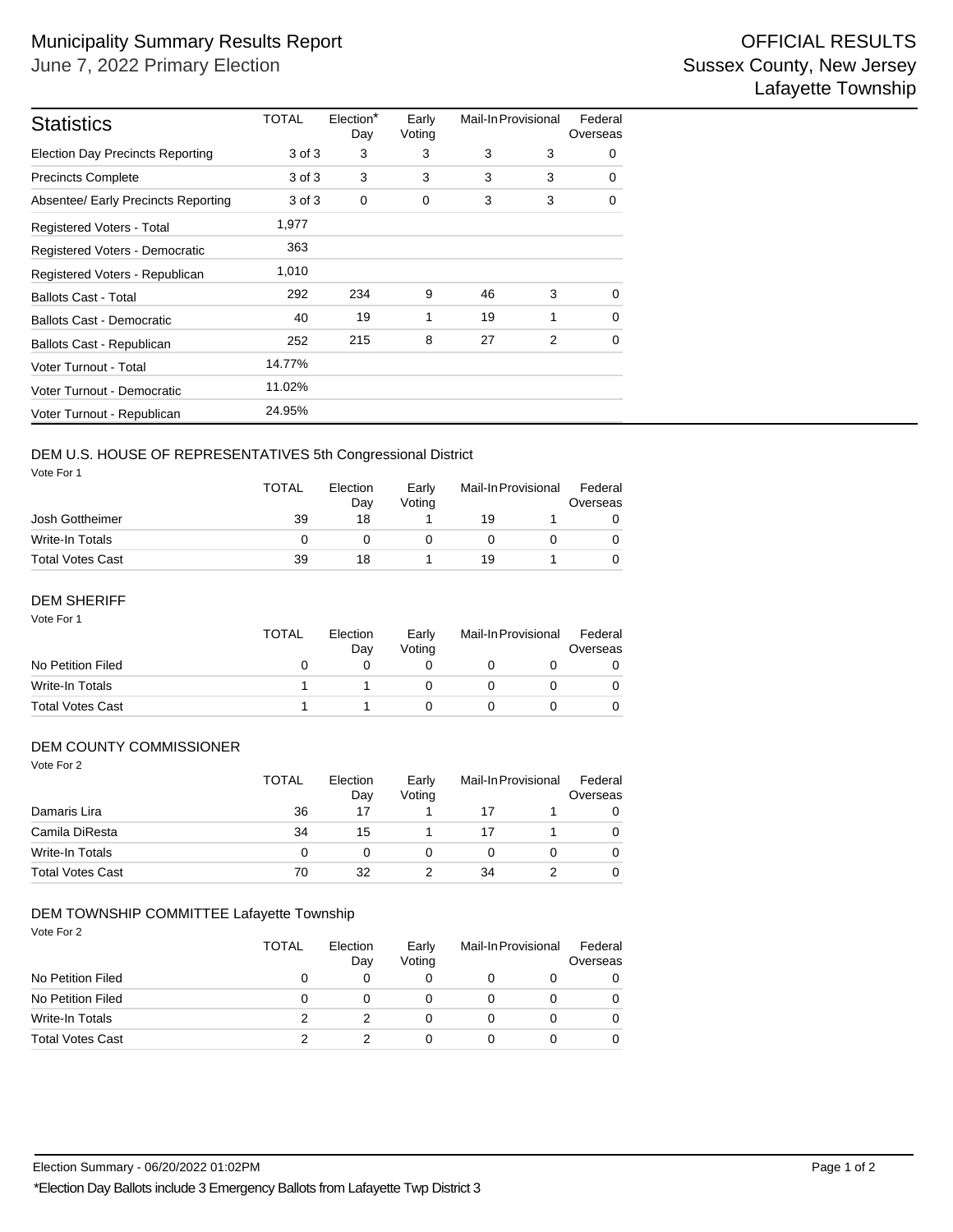# Municipality Summary Results Report

June 7, 2022 Primary Election

**OFFICIAL RESULTS**
Sussex County, New Jersey
Lafayette Township

| Statistics | TOTAL | Election* Day | Early Voting | Mail-In | Provisional | Federal Overseas |
|---|---|---|---|---|---|---|
| Election Day Precincts Reporting | 3 of 3 | 3 | 3 | 3 | 3 | 0 |
| Precincts Complete | 3 of 3 | 3 | 3 | 3 | 3 | 0 |
| Absentee/ Early Precincts Reporting | 3 of 3 | 0 | 0 | 3 | 3 | 0 |
| Registered Voters - Total | 1,977 | | | | | |
| Registered Voters - Democratic | 363 | | | | | |
| Registered Voters - Republican | 1,010 | | | | | |
| Ballots Cast - Total | 292 | 234 | 9 | 46 | 3 | 0 |
| Ballots Cast - Democratic | 40 | 19 | 1 | 19 | 1 | 0 |
| Ballots Cast - Republican | 252 | 215 | 8 | 27 | 2 | 0 |
| Voter Turnout - Total | 14.77% | | | | | |
| Voter Turnout - Democratic | 11.02% | | | | | |
| Voter Turnout - Republican | 24.95% | | | | | |

## DEM U.S. HOUSE OF REPRESENTATIVES 5th Congressional District

Vote For 1

| | TOTAL | Election Day | Early Voting | Mail-In | Provisional | Federal Overseas |
|---|---|---|---|---|---|---|
| Josh Gottheimer | 39 | 18 | 1 | 19 | 1 | 0 |
| Write-In Totals | 0 | 0 | 0 | 0 | 0 | 0 |
| Total Votes Cast | 39 | 18 | 1 | 19 | 1 | 0 |

## DEM SHERIFF

Vote For 1

| | TOTAL | Election Day | Early Voting | Mail-In | Provisional | Federal Overseas |
|---|---|---|---|---|---|---|
| No Petition Filed | 0 | 0 | 0 | 0 | 0 | 0 |
| Write-In Totals | 1 | 1 | 0 | 0 | 0 | 0 |
| Total Votes Cast | 1 | 1 | 0 | 0 | 0 | 0 |

## DEM COUNTY COMMISSIONER

Vote For 2

| | TOTAL | Election Day | Early Voting | Mail-In | Provisional | Federal Overseas |
|---|---|---|---|---|---|---|
| Damaris Lira | 36 | 17 | 1 | 17 | 1 | 0 |
| Camila DiResta | 34 | 15 | 1 | 17 | 1 | 0 |
| Write-In Totals | 0 | 0 | 0 | 0 | 0 | 0 |
| Total Votes Cast | 70 | 32 | 2 | 34 | 2 | 0 |

## DEM TOWNSHIP COMMITTEE Lafayette Township

Vote For 2

| | TOTAL | Election Day | Early Voting | Mail-In | Provisional | Federal Overseas |
|---|---|---|---|---|---|---|
| No Petition Filed | 0 | 0 | 0 | 0 | 0 | 0 |
| No Petition Filed | 0 | 0 | 0 | 0 | 0 | 0 |
| Write-In Totals | 2 | 2 | 0 | 0 | 0 | 0 |
| Total Votes Cast | 2 | 2 | 0 | 0 | 0 | 0 |

Election Summary - 06/20/2022 01:02PM

*Election Day Ballots include 3 Emergency Ballots from Lafayette Twp District 3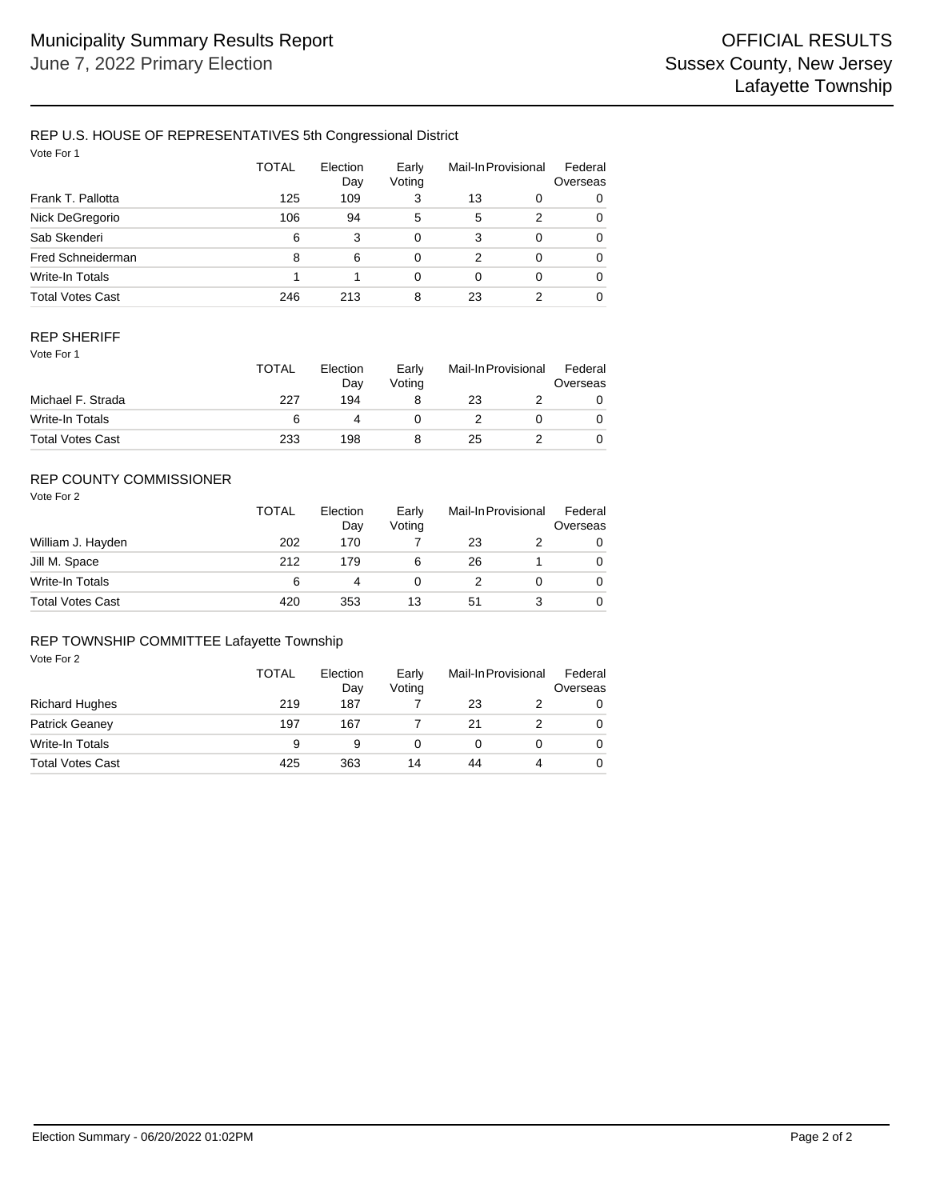# Municipality Summary Results Report

June 7, 2022 Primary Election

OFFICIAL RESULTS
Sussex County, New Jersey
Lafayette Township

## REP U.S. HOUSE OF REPRESENTATIVES 5th Congressional District

Vote For 1

| | TOTAL | Election Day | Early Voting | Mail-In | Provisional | Federal Overseas |
|---|---|---|---|---|---|---|
| Frank T. Pallotta | 125 | 109 | 3 | 13 | 0 | 0 |
| Nick DeGregorio | 106 | 94 | 5 | 5 | 2 | 0 |
| Sab Skenderi | 6 | 3 | 0 | 3 | 0 | 0 |
| Fred Schneiderman | 8 | 6 | 0 | 2 | 0 | 0 |
| Write-In Totals | 1 | 1 | 0 | 0 | 0 | 0 |
| Total Votes Cast | 246 | 213 | 8 | 23 | 2 | 0 |

## REP SHERIFF

Vote For 1

| | TOTAL | Election Day | Early Voting | Mail-In | Provisional | Federal Overseas |
|---|---|---|---|---|---|---|
| Michael F. Strada | 227 | 194 | 8 | 23 | 2 | 0 |
| Write-In Totals | 6 | 4 | 0 | 2 | 0 | 0 |
| Total Votes Cast | 233 | 198 | 8 | 25 | 2 | 0 |

## REP COUNTY COMMISSIONER

Vote For 2

| | TOTAL | Election Day | Early Voting | Mail-In | Provisional | Federal Overseas |
|---|---|---|---|---|---|---|
| William J. Hayden | 202 | 170 | 7 | 23 | 2 | 0 |
| Jill M. Space | 212 | 179 | 6 | 26 | 1 | 0 |
| Write-In Totals | 6 | 4 | 0 | 2 | 0 | 0 |
| Total Votes Cast | 420 | 353 | 13 | 51 | 3 | 0 |

## REP TOWNSHIP COMMITTEE Lafayette Township

Vote For 2

| | TOTAL | Election Day | Early Voting | Mail-In | Provisional | Federal Overseas |
|---|---|---|---|---|---|---|
| Richard Hughes | 219 | 187 | 7 | 23 | 2 | 0 |
| Patrick Geaney | 197 | 167 | 7 | 21 | 2 | 0 |
| Write-In Totals | 9 | 9 | 0 | 0 | 0 | 0 |
| Total Votes Cast | 425 | 363 | 14 | 44 | 4 | 0 |

Election Summary - 06/20/2022 01:02PM